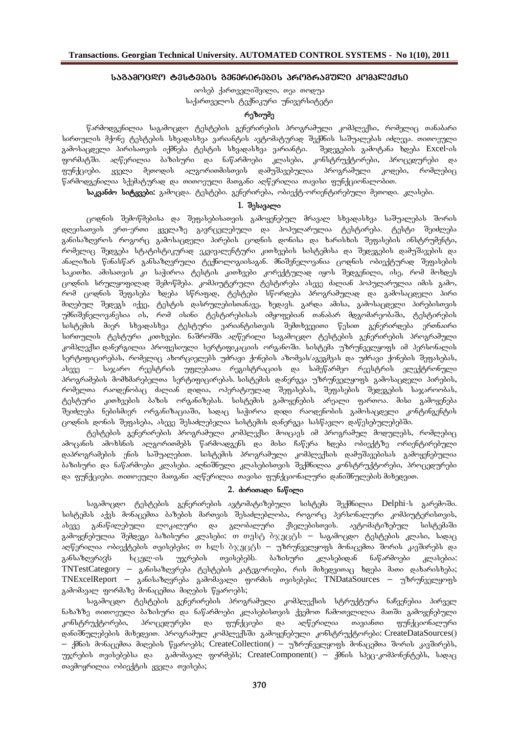# საგამოცდო ტესტების გენერირების პროგრამული კომპლექსი

იოსებ ქართველიშვილი, თეა თოდუა
საქართველოს ტექნიკური უნივერსიტეტი

### რეზიუმე

წარმოდგენილია საგამოცდო ტესტების გენერირების პროგრამული კომპლექსი, რომელიც თანაბარი სირთულის მქონე ტესტების სხვადასხვა ვარიანტის ავტომატურად შექმნის საშუალებას იძლევა. თითოეული გამოსაცდელი პირისათვის იქმნება ტესტის სხვადასხვა ვარიანტი. შედეგების გამოტანა ხდება Excel-ის ფორმატში. აღწერილია ბაზისური და ნაწარმოები კლასები, კონსტრუქტორები, პროცედურები და ფუნქციები. ყველა მეთოდის ალგორითმისთვის დამუშავებულია პროგრამული კოდები, რომლებიც წარმოდგენილია სქემატურად და თითოეული მათგანი აღწერილია თავისი ფუნქციონალობით.

**საკვანძო სიტყვები:** გამოცდა. ტესტები. გენერირება, ობიექტ-ორიენტირებული მეთოდი. კლასები.

## 1. შესავალი

ცოდნის შემოწმებისა და შეფასებისათვის გამოყენებულ მრავალ სხვადასხვა საშუალებას შორის დღეისათვის ერთ-ერთი ყველაზე გავრცელებული და პოპულარულია ტესტირება. ტესტი შეიძლება განისაზღვროს როგორც გამოსაცდელი პირების ცოდნის დონისა და ხარისხის შეფასების ინსტრუმენტი, რომელიც შედგება სტატისტიკურად ეკვივალენტური კითხვების სისტემისა და შედეგების დამუშავების და ანალიზის წინასწარ განსაზღვრული ტექნოლოგიისაგან. მნიშვნელოვანია ცოდნის ობიექტურად შეფასების საკითხი. ამისათვის კი საჭიროა ტესტის კითხვები კორექტულად იყოს შედგენილი, ისე, რომ მოხდეს ცოდნის სრულყოფილად შემოწმება. კომპიუტერული ტესტირება ასევე ძალიან პოპულარულია იმის გამო, რომ ცოდნის შეფასება ხდება სწრაფად, ტესტები სწორდება პროგრამულად და გამოსაცდელი პირი მიღებულ შედეგს იქვე, ტესტის დასრულებისთანავე, ხედავს. გარდა ამისა, გამოსაცდელი პირებისთვის უმნიშვნელოვანესია ის, რომ ისინი ტესტირებისას იმყოფებიან თანაბარ მდგომარეობაში, ტესტირების სისტემის მიერ სხვადასხვა ტესტური ვარიანტისთვის შემთხვევითი წესით გენერირდება ერთნაირი სირთულის ტესტური კითხვები. ნაშრომში აღწერილი საგამოცდო ტესტების გენერირების პროგრამული კომპლექსი დანერგილია პროფესიული სერტიფიკაციის ორგანოში. სისტემა უზრუნველყოფს იმ პერსონალის სერტიფიცირებას, რომელიც ახორციელებს უძრავი ქონების აზომვას/აგეგმვას და უძრავი ქონების შეფასებას, ასევე – საჯარო რეესტრის უფლებათა რეგისტრაციის და სამეწარმეო რეესტრის ელექტრონული პროგრამების მომხმარებელთა სერტიფიცირებას. სისტემის დანერგვა უზრუნველყოფს გამოსაცდელი პირების, რომელთა რაოდენობაც ძალიან დიდია, ოპერატიულად შეფასებას, შეფასების შედეგების საჯაროობას, ტესტური კითხვების ბაზის ორგანიზებას. სისტემის გამოყენების არეალი ფართოა. მისი გამოყენება შეიძლება ნებისმიერ ორგანიზაციაში, სადაც საჭიროა დიდი რაოდენობის გამოსაცდელი კონტინგენტის ცოდნის დონის შეფასება, ასევე შესაძლებელია სისტემის დანერგვა სასწავლო დაწესებულებებში.

ტესტების გენერირების პროგრამული კომპლექსი მოიცავს იმ პროგრამულ მოდულებს, რომლებიც ამოცანის ამოხსნის ალგორითმებს წარმოადგენს და მისი ჩაწერა ხდება ობიექტზე ორიენტირებული დაპროგრამების ენის საშუალებით. სისტემის პროგრამული კომპლექსის დამუშავებისას გამოყენებულია ბაზისური და ნაწარმოები კლასები. აღნიშნული კლასებისთვის შექმნილია კონსტრუქტორები, პროცედურები და ფუნქციები. თითოეული მათგანი აღწერილია თავისი ფუნქციონალური დანიშნულების მიხედვით.

## 2. ძირითადი ნაწილი

საგამოცდო ტესტების გენერირების ავტომატიზებული სისტემა შექმნილია Delphi-ს გარემოში. სისტემას აქვს მონაცემთა ბაზების მართვის შესაძლებლობა, როგორც პერსონალური კომპიუტერისთვის, ასევე განაწილებული ლოკალური და გლობალური ქსელებისთვის. ავტომატიზებულ სისტემაში გამოყენებულია შედეგი ბაზისური კლასები: თ თესტ ბჯეცტს – საგამოცდო ტესტების კლასი, სადაც აღწერილია ობიექტების თვისებები; თ ხლს ბჯეცტს – უზრუნველყოფს მონაცემთა შორის კავშირებს და განსაზღვრავს ხცელ-ის უჯრების თვისებებს. ბაზისური კლასებიდან ნაწარმოები კლასები: TNTestCategory – განისაზღვრება ტესტების კატეგორიები, რის მიხედვითაც ხდება მათი დახარისხება; TNExcelReport – განისაზღვრება გამომავალი ფორმის თვისებები; TNDataSources – უზრუნველყოფს გამომავალ ფორმაზე მონაცემთა მიღების წყაროებს;

საგამოცდო ტესტების გენერირების პროგრამული კომპლექსის სტრუქტურა ნაჩვენებია პირველ ნახაზზე თითოეული ბაზისური და ნაწარმოები კლასებისთვის ქვემოთ ჩამოთვლილია მათში გამოყენებული კონსტრუქტორები, პროცედურები და ფუნქციები და აღწერილია თავიანთი ფუნქციონალური დანიშნულებების მიხედვით. პროგრამულ კომპლექსში გამოყენებული კონსტრუქტორები: CreateDataSources() – ქმნის მონაცემთა მიღების წყაროებს; CreateCollection() – უზრუნველყოფს მონაცემთა შორის კავშირებს, უჯრების თვისებებსა და გამომავალ ფორმებს; CreateComponent() – ქმნის სპეც-კომპონენტებს, სადაც თავმოყრილია ობიექტის ყველა თვისება;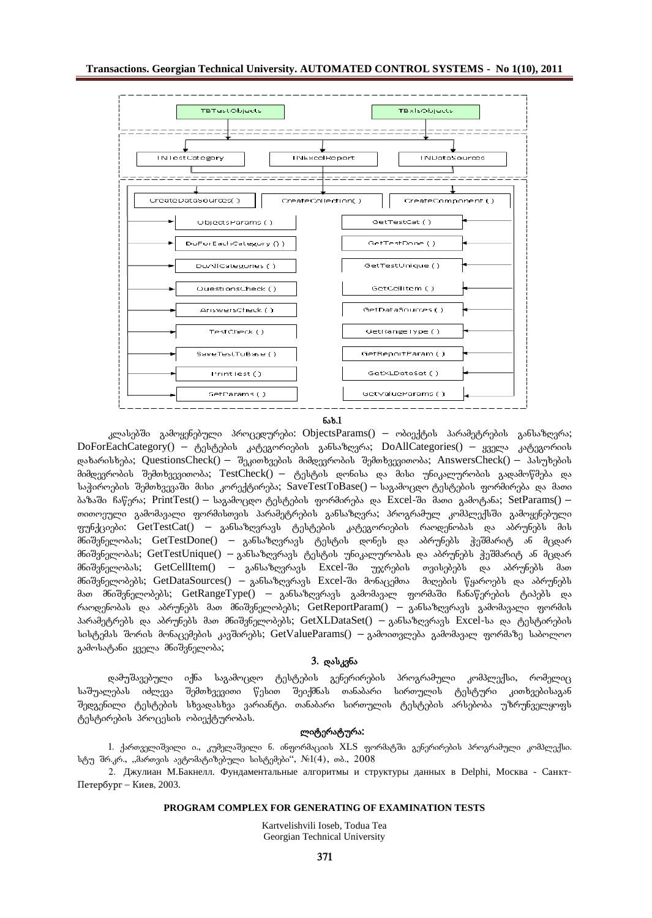TBTestObjects

TBxlsObjects

INTestCategory

INExcelReport

INDataSources

CreateDataSources()

CreateCollection()

CreateComponent()

ObjectsParams()

DoForEachCategory()

DoAllCategories()

QuestionsCheck()

AnswersCheck()

TestCheck()

SaveTestToBase()

PrintTest()

SetParams()

GetTestCat()

GetTestDone()

GetTestUnique()

GetCellItem()

GetDataSources()

GetRangeType()

GetReportParam()

GetXLDataSet()

GetValueParams()

ნახ.1

კლასებში გამოყენებული პროცედურები: ObjectsParams() – ობიექტის პარამეტრების განსაზღვრა; DoForEachCategory() – ტესტების კატეგორიების განსაზღვრა; DoAllCategories() – ყველა კატეგორიის დახარისხება; QuestionsCheck() – შეკითხვების მიმდევრობის შემთხვევითობა; AnswersCheck() – პასუხების მიმდევრობის შემთხვევითობა; TestCheck() – ტესტის დონისა და მისი უნიკალურობის გადამოწმება და საჭიროების შემთხვევაში მისი კორექტირება; SaveTestToBase() – საგამოცდო ტესტების ფორმირება და მათი ბაზაში ჩაწერა; PrintTest() – საგამოცდო ტესტების ფორმირება და Excel-ში მათი გამოტანა; SetParams() – თითოეული გამომავალი ფორმისთვის პარამეტრების განსაზღვრა; პროგრამულ კომპლექსში გამოყენებული ფუნქციები: GetTestCat() – განსაზღვრავს ტესტების კატეგორიების რაოდენობას და აბრუნებს მის მნიშვნელობას; GetTestDone() – განსაზღვრავს ტესტის დონეს და აბრუნებს ჭეშმარიტ ან მცდარ მნიშვნელობას; GetTestUnique() – განსაზღვრავს ტესტის უნიკალურობას და აბრუნებს ჭეშმარიტ ან მცდარ მნიშვნელობას; GetCellItem() – განსაზღვრავს Excel-ში უჯრების თვისებებს და აბრუნებს მათ მნიშვნელობებს; GetDataSources() – განსაზღვრავს Excel-ში მონაცემთა მიღების წყაროებს და აბრუნებს მათ მნიშვნელობებს; GetRangeType() – განსაზღვრავს გამომავალ ფორმაში ჩანაწერების ტიპებს და რაოდენობას და აბრუნებს მათ მნიშვნელობებს; GetReportParam() – განსაზღვრავს გამომავალი ფორმის პარამეტრებს და აბრუნებს მათ მნიშვნელობებს; GetXLDataSet() – განსაზღვრავს Excel-სა და ტესტირების სისტემას შორის მონაცემების კავშირებს; GetValueParams() – გამოითვლება გამომავალ ფორმაზე საბოლოო გამოსატანი ყველა მნიშვნელობა;

## 3. დასკვნა

დამუშავებული იქნა საგამოცდო ტესტების გენერირების პროგრამული კომპლექსი, რომელიც საშუალებას იძლევა შემთხვევითი წესით შეიქმნას თანაბარი სირთულის ტესტური კითხვებისაგან შედგენილი ტესტების სხვადასხვა ვარიანტი. თანაბარი სირთულის ტესტების არსებობა უზრუნველყოფს ტესტირების პროცესის ობიექტურობას.

## ლიტერატურა:

1. ქართველიშვილი ი., კუმელაშვილი ნ. ინფორმაციის XLS ფორმატში გენერირების პროგრამული კომპლექსი. სტუ შრ.კრ., „მართვის ავტომატიზებული სისტემები", №1(4), თბ., 2008

2. Джулиан М.Бакнелл. Фундаментальные алгоритмы и структуры данных в Delphi, Москва - Санкт-Петербург – Киев, 2003.

## PROGRAM COMPLEX FOR GENERATING OF EXAMINATION TESTS

Kartvelishvili Ioseb, Todua Tea
Georgian Technical University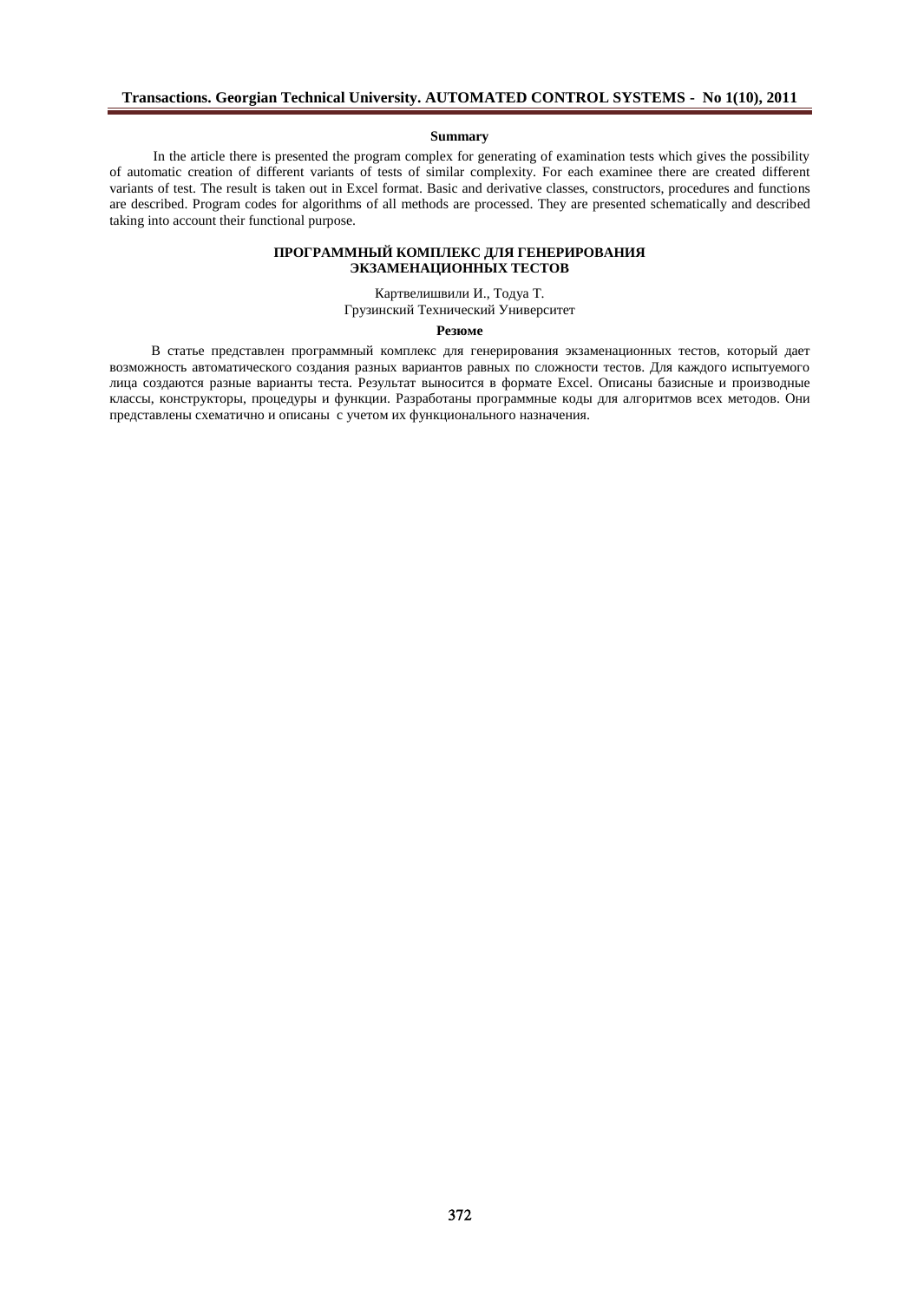**Summary**

In the article there is presented the program complex for generating of examination tests which gives the possibility of automatic creation of different variants of tests of similar complexity. For each examinee there are created different variants of test. The result is taken out in Excel format. Basic and derivative classes, constructors, procedures and functions are described. Program codes for algorithms of all methods are processed. They are presented schematically and described taking into account their functional purpose.

## ПРОГРАММНЫЙ КОМПЛЕКС ДЛЯ ГЕНЕРИРОВАНИЯ ЭКЗАМЕНАЦИОННЫХ ТЕСТОВ

Картвелишвили И., Тодуа Т.
Грузинский Технический Университет

**Резюме**

В статье представлен программный комплекс для генерирования экзаменационных тестов, который дает возможность автоматического создания разных вариантов равных по сложности тестов. Для каждого испытуемого лица создаются разные варианты теста. Результат выносится в формате Excel. Описаны базисные и производные классы, конструкторы, процедуры и функции. Разработаны программные коды для алгоритмов всех методов. Они представлены схематично и описаны с учетом их функционального назначения.